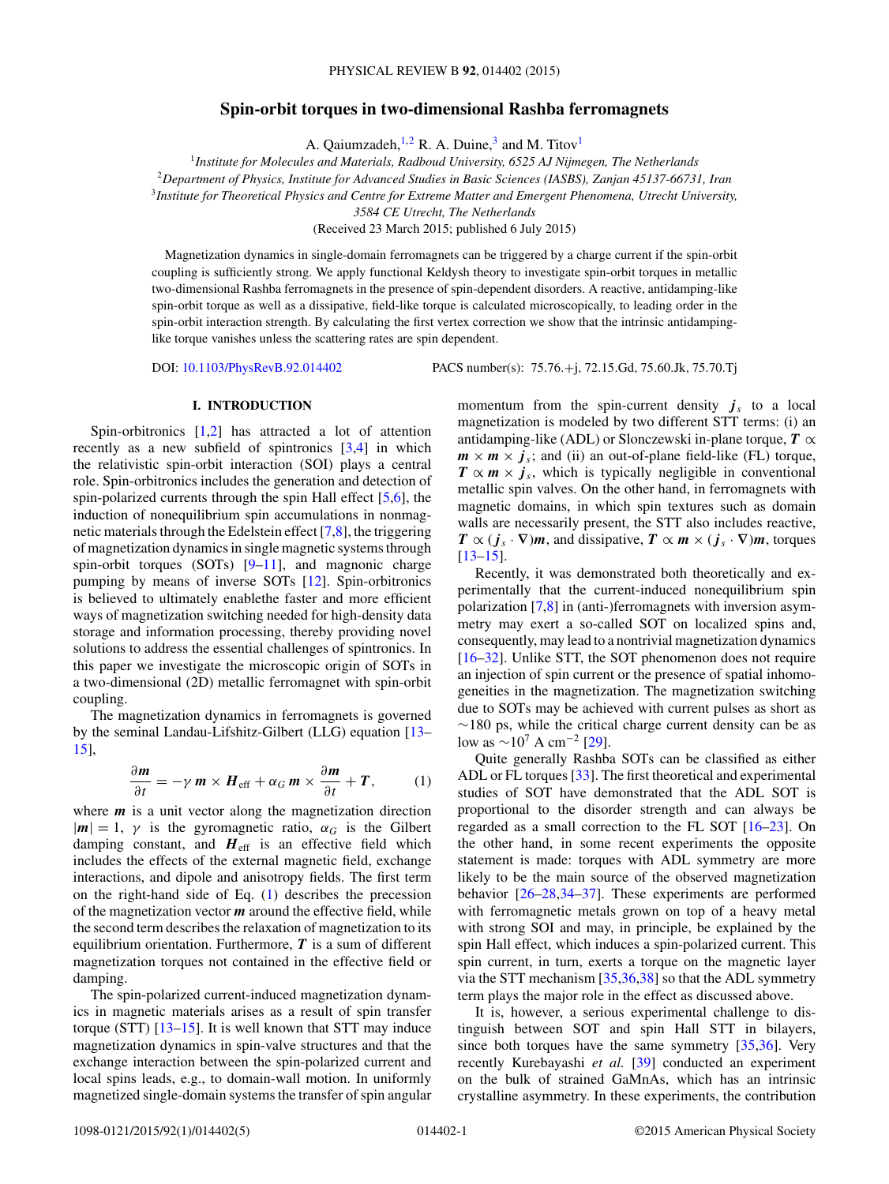# Spin-orbit torques in two-dimensional Rashba ferromagnets

A. Qaiumzadeh,[1,2] R. A. Duine,[3] and M. Titov[1]

[1]*Institute for Molecules and Materials, Radboud University, 6525 AJ Nijmegen, The Netherlands*
[2]*Department of Physics, Institute for Advanced Studies in Basic Sciences (IASBS), Zanjan 45137-66731, Iran*
[3]*Institute for Theoretical Physics and Centre for Extreme Matter and Emergent Phenomena, Utrecht University, 3584 CE Utrecht, The Netherlands*

(Received 23 March 2015; published 6 July 2015)

Magnetization dynamics in single-domain ferromagnets can be triggered by a charge current if the spin-orbit coupling is sufficiently strong. We apply functional Keldysh theory to investigate spin-orbit torques in metallic two-dimensional Rashba ferromagnets in the presence of spin-dependent disorders. A reactive, antidamping-like spin-orbit torque as well as a dissipative, field-like torque is calculated microscopically, to leading order in the spin-orbit interaction strength. By calculating the first vertex correction we show that the intrinsic antidamping-like torque vanishes unless the scattering rates are spin dependent.

DOI: 10.1103/PhysRevB.92.014402 PACS number(s): 75.76.+j, 72.15.Gd, 75.60.Jk, 75.70.Tj

## I. INTRODUCTION

Spin-orbitronics [1,2] has attracted a lot of attention recently as a new subfield of spintronics [3,4] in which the relativistic spin-orbit interaction (SOI) plays a central role. Spin-orbitronics includes the generation and detection of spin-polarized currents through the spin Hall effect [5,6], the induction of nonequilibrium spin accumulations in nonmagnetic materials through the Edelstein effect [7,8], the triggering of magnetization dynamics in single magnetic systems through spin-orbit torques (SOTs) [9–11], and magnonic charge pumping by means of inverse SOTs [12]. Spin-orbitronics is believed to ultimately enablethe faster and more efficient ways of magnetization switching needed for high-density data storage and information processing, thereby providing novel solutions to address the essential challenges of spintronics. In this paper we investigate the microscopic origin of SOTs in a two-dimensional (2D) metallic ferromagnet with spin-orbit coupling.

The magnetization dynamics in ferromagnets is governed by the seminal Landau-Lifshitz-Gilbert (LLG) equation [13–15],

$$\frac{\partial \boldsymbol{m}}{\partial t} = -\gamma\, \boldsymbol{m} \times \boldsymbol{H}_{\text{eff}} + \alpha_G\, \boldsymbol{m} \times \frac{\partial \boldsymbol{m}}{\partial t} + \boldsymbol{T}, \tag{1}$$

where $\boldsymbol{m}$ is a unit vector along the magnetization direction $|\boldsymbol{m}| = 1$, $\gamma$ is the gyromagnetic ratio, $\alpha_G$ is the Gilbert damping constant, and $\boldsymbol{H}_{\text{eff}}$ is an effective field which includes the effects of the external magnetic field, exchange interactions, and dipole and anisotropy fields. The first term on the right-hand side of Eq. (1) describes the precession of the magnetization vector $\boldsymbol{m}$ around the effective field, while the second term describes the relaxation of magnetization to its equilibrium orientation. Furthermore, $\boldsymbol{T}$ is a sum of different magnetization torques not contained in the effective field or damping.

The spin-polarized current-induced magnetization dynamics in magnetic materials arises as a result of spin transfer torque (STT) [13–15]. It is well known that STT may induce magnetization dynamics in spin-valve structures and that the exchange interaction between the spin-polarized current and local spins leads, e.g., to domain-wall motion. In uniformly magnetized single-domain systems the transfer of spin angular momentum from the spin-current density $\boldsymbol{j}_s$ to a local magnetization is modeled by two different STT terms: (i) an antidamping-like (ADL) or Slonczewski in-plane torque, $\boldsymbol{T} \propto \boldsymbol{m} \times \boldsymbol{m} \times \boldsymbol{j}_s$; and (ii) an out-of-plane field-like (FL) torque, $\boldsymbol{T} \propto \boldsymbol{m} \times \boldsymbol{j}_s$, which is typically negligible in conventional metallic spin valves. On the other hand, in ferromagnets with magnetic domains, in which spin textures such as domain walls are necessarily present, the STT also includes reactive, $\boldsymbol{T} \propto (\boldsymbol{j}_s \cdot \nabla)\boldsymbol{m}$, and dissipative, $\boldsymbol{T} \propto \boldsymbol{m} \times (\boldsymbol{j}_s \cdot \nabla)\boldsymbol{m}$, torques [13–15].

Recently, it was demonstrated both theoretically and experimentally that the current-induced nonequilibrium spin polarization [7,8] in (anti-)ferromagnets with inversion asymmetry may exert a so-called SOT on localized spins and, consequently, may lead to a nontrivial magnetization dynamics [16–32]. Unlike STT, the SOT phenomenon does not require an injection of spin current or the presence of spatial inhomogeneities in the magnetization. The magnetization switching due to SOTs may be achieved with current pulses as short as $\sim$180 ps, while the critical charge current density can be as low as $\sim 10^7$ A cm$^{-2}$ [29].

Quite generally Rashba SOTs can be classified as either ADL or FL torques [33]. The first theoretical and experimental studies of SOT have demonstrated that the ADL SOT is proportional to the disorder strength and can always be regarded as a small correction to the FL SOT [16–23]. On the other hand, in some recent experiments the opposite statement is made: torques with ADL symmetry are more likely to be the main source of the observed magnetization behavior [26–28,34–37]. These experiments are performed with ferromagnetic metals grown on top of a heavy metal with strong SOI and may, in principle, be explained by the spin Hall effect, which induces a spin-polarized current. This spin current, in turn, exerts a torque on the magnetic layer via the STT mechanism [35,36,38] so that the ADL symmetry term plays the major role in the effect as discussed above.

It is, however, a serious experimental challenge to distinguish between SOT and spin Hall STT in bilayers, since both torques have the same symmetry [35,36]. Very recently Kurebayashi *et al.* [39] conducted an experiment on the bulk of strained GaMnAs, which has an intrinsic crystalline asymmetry. In these experiments, the contribution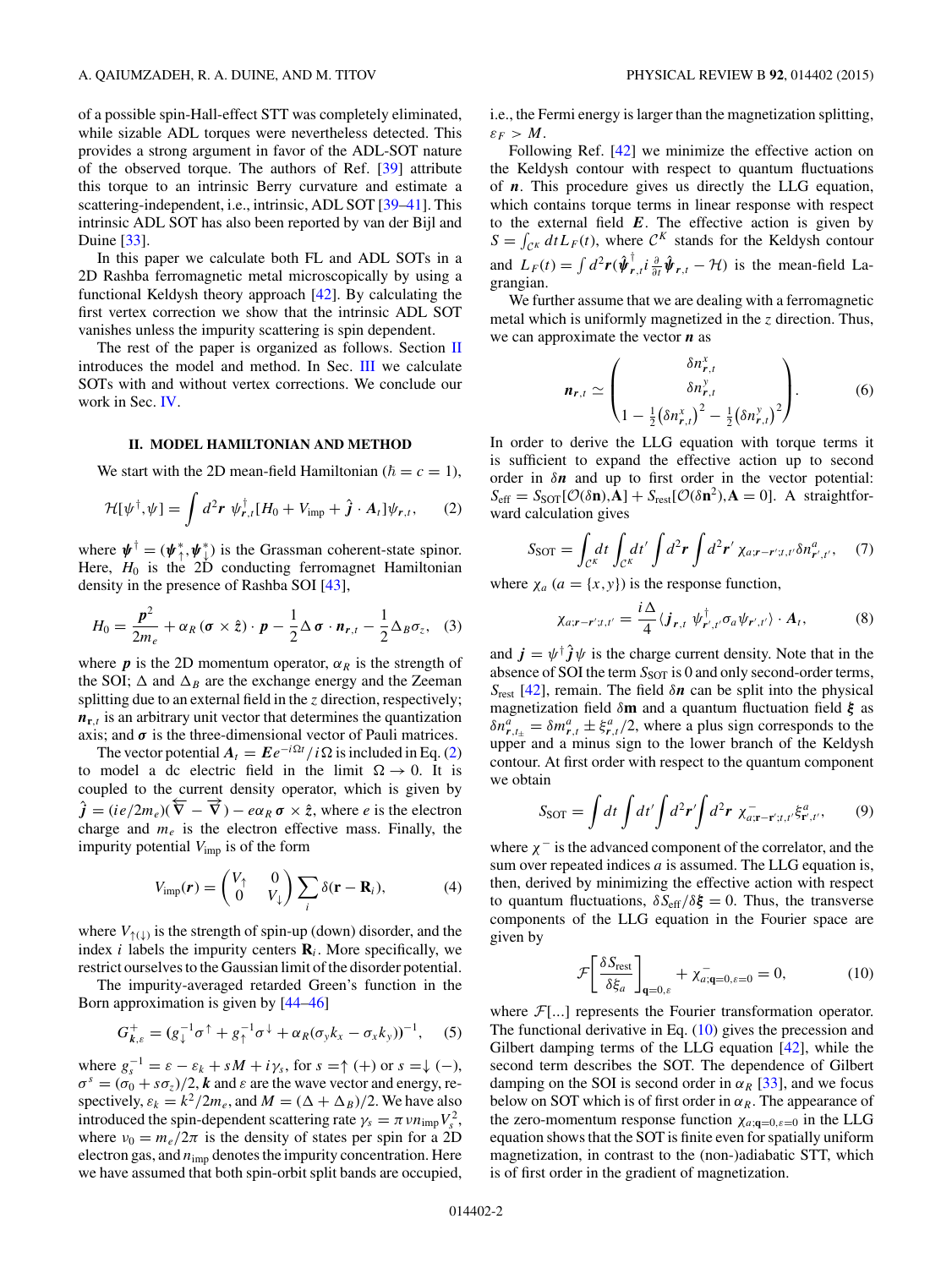of a possible spin-Hall-effect STT was completely eliminated, while sizable ADL torques were nevertheless detected. This provides a strong argument in favor of the ADL-SOT nature of the observed torque. The authors of Ref. [39] attribute this torque to an intrinsic Berry curvature and estimate a scattering-independent, i.e., intrinsic, ADL SOT [39–41]. This intrinsic ADL SOT has also been reported by van der Bijl and Duine [33].

In this paper we calculate both FL and ADL SOTs in a 2D Rashba ferromagnetic metal microscopically by using a functional Keldysh theory approach [42]. By calculating the first vertex correction we show that the intrinsic ADL SOT vanishes unless the impurity scattering is spin dependent.

The rest of the paper is organized as follows. Section II introduces the model and method. In Sec. III we calculate SOTs with and without vertex corrections. We conclude our work in Sec. IV.

## II. MODEL HAMILTONIAN AND METHOD

We start with the 2D mean-field Hamiltonian ($\hbar = c = 1$),

$$\mathcal{H}[\psi^\dagger,\psi] = \int d^2\boldsymbol{r}\ \psi^\dagger_{\boldsymbol{r},t}[H_0 + V_{\rm imp} + \hat{\boldsymbol{j}}\cdot\boldsymbol{A}_t]\psi_{\boldsymbol{r},t}, \tag{2}$$

where $\boldsymbol{\psi}^\dagger = (\boldsymbol{\psi}^*_\uparrow, \boldsymbol{\psi}^*_\downarrow)$ is the Grassman coherent-state spinor. Here, $H_0$ is the 2D conducting ferromagnet Hamiltonian density in the presence of Rashba SOI [43],

$$H_0 = \frac{\boldsymbol{p}^2}{2m_e} + \alpha_R\,(\boldsymbol{\sigma}\times\hat{\boldsymbol{z}})\cdot\boldsymbol{p} - \frac{1}{2}\Delta\,\boldsymbol{\sigma}\cdot\boldsymbol{n}_{\boldsymbol{r},t} - \frac{1}{2}\Delta_B\sigma_z, \tag{3}$$

where $\boldsymbol{p}$ is the 2D momentum operator, $\alpha_R$ is the strength of the SOI; $\Delta$ and $\Delta_B$ are the exchange energy and the Zeeman splitting due to an external field in the $z$ direction, respectively; $\boldsymbol{n}_{\mathbf{r},t}$ is an arbitrary unit vector that determines the quantization axis; and $\boldsymbol{\sigma}$ is the three-dimensional vector of Pauli matrices.

The vector potential $\boldsymbol{A}_t = \boldsymbol{E}e^{-i\Omega t}/i\Omega$ is included in Eq. (2) to model a dc electric field in the limit $\Omega \to 0$. It is coupled to the current density operator, which is given by $\hat{\boldsymbol{j}} = (ie/2m_e)(\overleftarrow{\nabla} - \overrightarrow{\nabla}) - e\alpha_R\,\boldsymbol{\sigma}\times\hat{\boldsymbol{z}}$, where $e$ is the electron charge and $m_e$ is the electron effective mass. Finally, the impurity potential $V_{\rm imp}$ is of the form

$$V_{\rm imp}(\boldsymbol{r}) = \begin{pmatrix} V_\uparrow & 0 \\ 0 & V_\downarrow \end{pmatrix} \sum_i \delta(\mathbf{r} - \mathbf{R}_i), \tag{4}$$

where $V_{\uparrow(\downarrow)}$ is the strength of spin-up (down) disorder, and the index $i$ labels the impurity centers $\mathbf{R}_i$. More specifically, we restrict ourselves to the Gaussian limit of the disorder potential.

The impurity-averaged retarded Green's function in the Born approximation is given by [44–46]

$$G^+_{\boldsymbol{k},\varepsilon} = (g_\downarrow^{-1}\sigma^\uparrow + g_\uparrow^{-1}\sigma^\downarrow + \alpha_R(\sigma_y k_x - \sigma_x k_y))^{-1}, \tag{5}$$

where $g_s^{-1} = \varepsilon - \varepsilon_k + sM + i\gamma_s$, for $s = \uparrow (+)$ or $s = \downarrow (-)$, $\sigma^s = (\sigma_0 + s\sigma_z)/2$, $\boldsymbol{k}$ and $\varepsilon$ are the wave vector and energy, respectively, $\varepsilon_k = k^2/2m_e$, and $M = (\Delta + \Delta_B)/2$. We have also introduced the spin-dependent scattering rate $\gamma_s = \pi\nu n_{\rm imp}V_s^2$, where $\nu_0 = m_e/2\pi$ is the density of states per spin for a 2D electron gas, and $n_{\rm imp}$ denotes the impurity concentration. Here we have assumed that both spin-orbit split bands are occupied, i.e., the Fermi energy is larger than the magnetization splitting, $\varepsilon_F > M$.

Following Ref. [42] we minimize the effective action on the Keldysh contour with respect to quantum fluctuations of $\boldsymbol{n}$. This procedure gives us directly the LLG equation, which contains torque terms in linear response with respect to the external field $\boldsymbol{E}$. The effective action is given by $S = \int_{\mathcal{C}^K} dt L_F(t)$, where $\mathcal{C}^K$ stands for the Keldysh contour and $L_F(t) = \int d^2\boldsymbol{r}(\hat{\boldsymbol{\psi}}^\dagger_{\boldsymbol{r},t} i\frac{\partial}{\partial t}\hat{\boldsymbol{\psi}}_{\boldsymbol{r},t} - \mathcal{H})$ is the mean-field Lagrangian.

We further assume that we are dealing with a ferromagnetic metal which is uniformly magnetized in the $z$ direction. Thus, we can approximate the vector $\boldsymbol{n}$ as

$$\boldsymbol{n}_{\boldsymbol{r},t} \simeq \begin{pmatrix} \delta n^x_{\boldsymbol{r},t} \\ \delta n^y_{\boldsymbol{r},t} \\ 1 - \frac{1}{2}\left(\delta n^x_{\boldsymbol{r},t}\right)^2 - \frac{1}{2}\left(\delta n^y_{\boldsymbol{r},t}\right)^2 \end{pmatrix}. \tag{6}$$

In order to derive the LLG equation with torque terms it is sufficient to expand the effective action up to second order in $\delta\boldsymbol{n}$ and up to first order in the vector potential: $S_{\rm eff} = S_{\rm SOT}[\mathcal{O}(\delta\mathbf{n}),\mathbf{A}] + S_{\rm rest}[\mathcal{O}(\delta\mathbf{n}^2),\mathbf{A} = 0]$. A straightforward calculation gives

$$S_{\rm SOT} = \int_{\mathcal{C}^K} dt \int_{\mathcal{C}^K} dt' \int d^2\boldsymbol{r} \int d^2\boldsymbol{r}'\ \chi_{a;\boldsymbol{r}-\boldsymbol{r}';t,t'}\delta n^a_{\boldsymbol{r}',t'}, \tag{7}$$

where $\chi_a$ $(a = \{x,y\})$ is the response function,

$$\chi_{a;\boldsymbol{r}-\boldsymbol{r}';t,t'} = \frac{i\Delta}{4}\langle \boldsymbol{j}_{\boldsymbol{r},t}\ \psi^\dagger_{\boldsymbol{r}',t'}\sigma_a\psi_{\boldsymbol{r}',t'}\rangle\cdot\boldsymbol{A}_t, \tag{8}$$

and $\boldsymbol{j} = \psi^\dagger\hat{\boldsymbol{j}}\psi$ is the charge current density. Note that in the absence of SOI the term $S_{\rm SOT}$ is 0 and only second-order terms, $S_{\rm rest}$ [42], remain. The field $\delta\boldsymbol{n}$ can be split into the physical magnetization field $\delta\mathbf{m}$ and a quantum fluctuation field $\boldsymbol{\xi}$ as $\delta n^a_{\boldsymbol{r},t_\pm} = \delta m^a_{\boldsymbol{r},t} \pm \xi^a_{\boldsymbol{r},t}/2$, where a plus sign corresponds to the upper and a minus sign to the lower branch of the Keldysh contour. At first order with respect to the quantum component we obtain

$$S_{\rm SOT} = \int dt \int dt' \int d^2\boldsymbol{r}' \int d^2\boldsymbol{r}\ \chi^-_{a;\boldsymbol{r}-\boldsymbol{r}';t,t'}\xi^a_{\boldsymbol{r}',t'}, \tag{9}$$

where $\chi^-$ is the advanced component of the correlator, and the sum over repeated indices $a$ is assumed. The LLG equation is, then, derived by minimizing the effective action with respect to quantum fluctuations, $\delta S_{\rm eff}/\delta\boldsymbol{\xi} = 0$. Thus, the transverse components of the LLG equation in the Fourier space are given by

$$\mathcal{F}\left[\frac{\delta S_{\rm rest}}{\delta\xi_a}\right]_{\mathbf{q}=0,\varepsilon} + \chi^-_{a;\mathbf{q}=0,\varepsilon=0} = 0, \tag{10}$$

where $\mathcal{F}[...]$ represents the Fourier transformation operator. The functional derivative in Eq. (10) gives the precession and Gilbert damping terms of the LLG equation [42], while the second term describes the SOT. The dependence of Gilbert damping on the SOI is second order in $\alpha_R$ [33], and we focus below on SOT which is of first order in $\alpha_R$. The appearance of the zero-momentum response function $\chi_{a;\mathbf{q}=0,\varepsilon=0}$ in the LLG equation shows that the SOT is finite even for spatially uniform magnetization, in contrast to the (non-)adiabatic STT, which is of first order in the gradient of magnetization.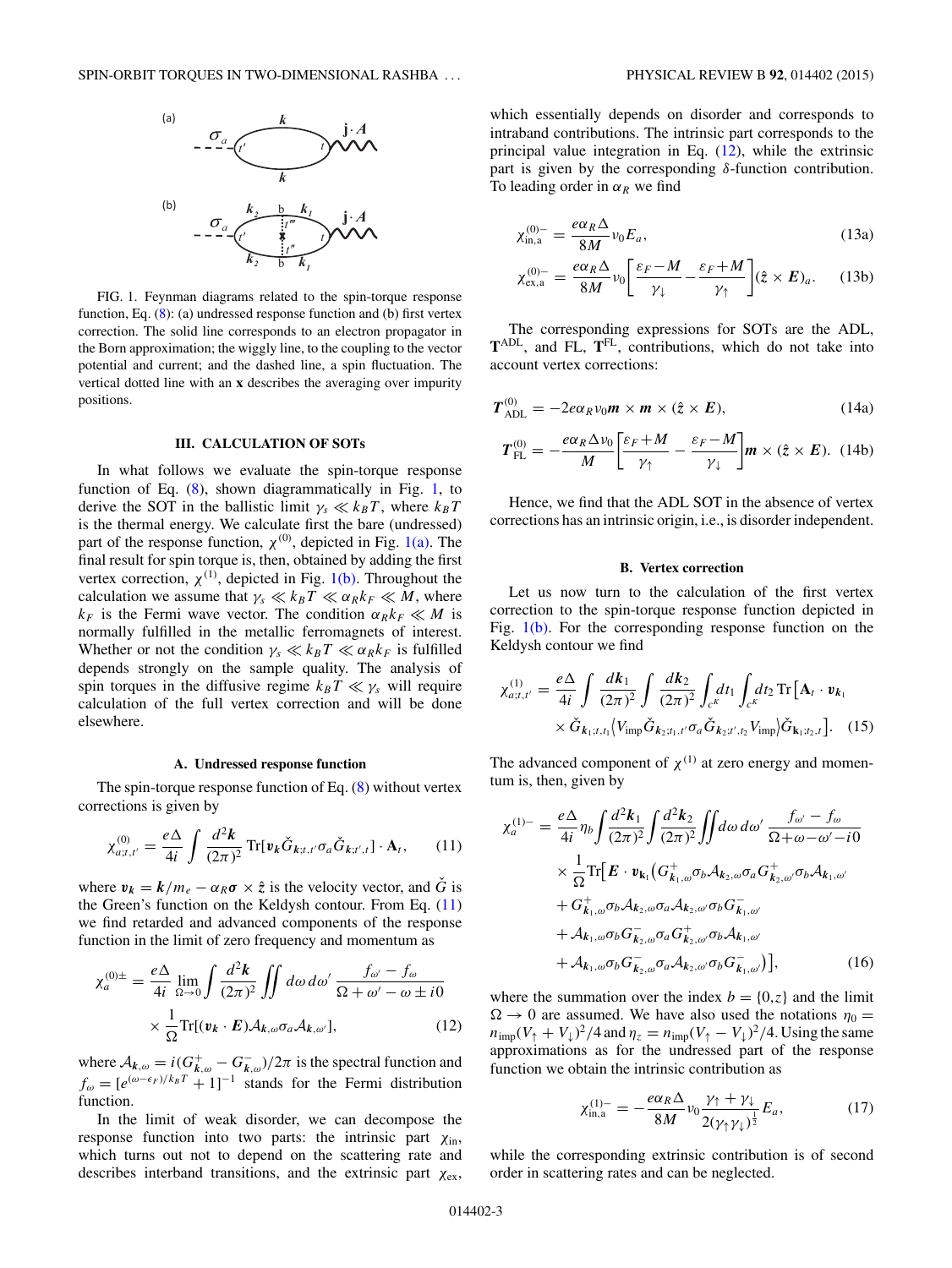FIG. 1. Feynman diagrams related to the spin-torque response function, Eq. (8): (a) undressed response function and (b) first vertex correction. The solid line corresponds to an electron propagator in the Born approximation; the wiggly line, to the coupling to the vector potential and current; and the dashed line, a spin fluctuation. The vertical dotted line with an **x** describes the averaging over impurity positions.

## III. CALCULATION OF SOTs

In what follows we evaluate the spin-torque response function of Eq. (8), shown diagrammatically in Fig. 1, to derive the SOT in the ballistic limit $\gamma_s \ll k_B T$, where $k_B T$ is the thermal energy. We calculate first the bare (undressed) part of the response function, $\chi^{(0)}$, depicted in Fig. 1(a). The final result for spin torque is, then, obtained by adding the first vertex correction, $\chi^{(1)}$, depicted in Fig. 1(b). Throughout the calculation we assume that $\gamma_s \ll k_B T \ll \alpha_R k_F \ll M$, where $k_F$ is the Fermi wave vector. The condition $\alpha_R k_F \ll M$ is normally fulfilled in the metallic ferromagnets of interest. Whether or not the condition $\gamma_s \ll k_B T \ll \alpha_R k_F$ is fulfilled depends strongly on the sample quality. The analysis of spin torques in the diffusive regime $k_B T \ll \gamma_s$ will require calculation of the full vertex correction and will be done elsewhere.

### A. Undressed response function

The spin-torque response function of Eq. (8) without vertex corrections is given by

$$\chi^{(0)}_{a;t,t'} = \frac{e\Delta}{4i}\int \frac{d^2\boldsymbol{k}}{(2\pi)^2}\,\mathrm{Tr}[\boldsymbol{v}_{\boldsymbol{k}}\check{G}_{\boldsymbol{k};t,t'}\sigma_a\check{G}_{\boldsymbol{k};t',t}]\cdot\mathbf{A}_t, \tag{11}$$

where $\boldsymbol{v}_{\boldsymbol{k}} = \boldsymbol{k}/m_e - \alpha_R\boldsymbol{\sigma}\times\hat{\boldsymbol{z}}$ is the velocity vector, and $\check{G}$ is the Green's function on the Keldysh contour. From Eq. (11) we find retarded and advanced components of the response function in the limit of zero frequency and momentum as

$$\chi^{(0)\pm}_{a} = \frac{e\Delta}{4i}\lim_{\Omega\to 0}\int\frac{d^2\boldsymbol{k}}{(2\pi)^2}\iint d\omega\, d\omega'\,\frac{f_{\omega'}-f_\omega}{\Omega+\omega'-\omega\pm i0}\times\frac{1}{\Omega}\mathrm{Tr}[(\boldsymbol{v}_{\boldsymbol{k}}\cdot\boldsymbol{E})\mathcal{A}_{\boldsymbol{k},\omega}\sigma_a\mathcal{A}_{\boldsymbol{k},\omega'}], \tag{12}$$

where $\mathcal{A}_{\boldsymbol{k},\omega} = i(G^+_{\boldsymbol{k},\omega}-G^-_{\boldsymbol{k},\omega})/2\pi$ is the spectral function and $f_\omega = [e^{(\omega-\epsilon_F)/k_BT}+1]^{-1}$ stands for the Fermi distribution function.

In the limit of weak disorder, we can decompose the response function into two parts: the intrinsic part $\chi_{\rm in}$, which turns out not to depend on the scattering rate and describes interband transitions, and the extrinsic part $\chi_{\rm ex}$, which essentially depends on disorder and corresponds to intraband contributions. The intrinsic part corresponds to the principal value integration in Eq. (12), while the extrinsic part is given by the corresponding $\delta$-function contribution. To leading order in $\alpha_R$ we find

$$\chi^{(0)-}_{\rm in,a} = \frac{e\alpha_R\Delta}{8M}\nu_0 E_a, \tag{13a}$$

$$\chi^{(0)-}_{\rm ex,a} = \frac{e\alpha_R\Delta}{8M}\nu_0\left[\frac{\varepsilon_F-M}{\gamma_\downarrow}-\frac{\varepsilon_F+M}{\gamma_\uparrow}\right](\hat{\boldsymbol{z}}\times\boldsymbol{E})_a. \tag{13b}$$

The corresponding expressions for SOTs are the ADL, $\mathbf{T}^{\rm ADL}$, and FL, $\mathbf{T}^{\rm FL}$, contributions, which do not take into account vertex corrections:

$$\boldsymbol{T}^{(0)}_{\rm ADL} = -2e\alpha_R\nu_0\boldsymbol{m}\times\boldsymbol{m}\times(\hat{\boldsymbol{z}}\times\boldsymbol{E}), \tag{14a}$$

$$\boldsymbol{T}^{(0)}_{\rm FL} = -\frac{e\alpha_R\Delta\nu_0}{M}\left[\frac{\varepsilon_F+M}{\gamma_\uparrow}-\frac{\varepsilon_F-M}{\gamma_\downarrow}\right]\boldsymbol{m}\times(\hat{\boldsymbol{z}}\times\boldsymbol{E}). \tag{14b}$$

Hence, we find that the ADL SOT in the absence of vertex corrections has an intrinsic origin, i.e., is disorder independent.

### B. Vertex correction

Let us now turn to the calculation of the first vertex correction to the spin-torque response function depicted in Fig. 1(b). For the corresponding response function on the Keldysh contour we find

$$\chi^{(1)}_{a;t,t'} = \frac{e\Delta}{4i}\int\frac{d\boldsymbol{k}_1}{(2\pi)^2}\int\frac{d\boldsymbol{k}_2}{(2\pi)^2}\int_{c^K}dt_1\int_{c^K}dt_2\,\mathrm{Tr}\big[\mathbf{A}_t\cdot\boldsymbol{v}_{\boldsymbol{k}_1}\times\check{G}_{\boldsymbol{k}_1;t,t_1}\langle V_{\rm imp}\check{G}_{\boldsymbol{k}_2;t_1,t'}\sigma_a\check{G}_{\boldsymbol{k}_2;t',t_2}V_{\rm imp}\rangle\check{G}_{\boldsymbol{k}_1;t_2,t}\big]. \tag{15}$$

The advanced component of $\chi^{(1)}$ at zero energy and momentum is, then, given by

$$\begin{aligned}\chi^{(1)-}_{a} = {}& \frac{e\Delta}{4i}\eta_b\int\frac{d^2\boldsymbol{k}_1}{(2\pi)^2}\int\frac{d^2\boldsymbol{k}_2}{(2\pi)^2}\iint d\omega\, d\omega'\,\frac{f_{\omega'}-f_\omega}{\Omega+\omega-\omega'-i0}\\ &\times\frac{1}{\Omega}\mathrm{Tr}\big[\boldsymbol{E}\cdot\boldsymbol{v}_{\boldsymbol{k}_1}\big(G^+_{\boldsymbol{k}_1,\omega}\sigma_b\mathcal{A}_{\boldsymbol{k}_2,\omega}\sigma_a G^+_{\boldsymbol{k}_2,\omega'}\sigma_b\mathcal{A}_{\boldsymbol{k}_1,\omega'}\\ &+G^+_{\boldsymbol{k}_1,\omega}\sigma_b\mathcal{A}_{\boldsymbol{k}_2,\omega}\sigma_a\mathcal{A}_{\boldsymbol{k}_2,\omega'}\sigma_b G^-_{\boldsymbol{k}_1,\omega'}\\ &+\mathcal{A}_{\boldsymbol{k}_1,\omega}\sigma_b G^-_{\boldsymbol{k}_2,\omega}\sigma_a G^+_{\boldsymbol{k}_2,\omega'}\sigma_b\mathcal{A}_{\boldsymbol{k}_1,\omega'}\\ &+\mathcal{A}_{\boldsymbol{k}_1,\omega}\sigma_b G^-_{\boldsymbol{k}_2,\omega}\sigma_a\mathcal{A}_{\boldsymbol{k}_2,\omega'}\sigma_b G^-_{\boldsymbol{k}_1,\omega'}\big)\big],\end{aligned} \tag{16}$$

where the summation over the index $b=\{0,z\}$ and the limit $\Omega\to 0$ are assumed. We have also used the notations $\eta_0 = n_{\rm imp}(V_\uparrow+V_\downarrow)^2/4$ and $\eta_z = n_{\rm imp}(V_\uparrow-V_\downarrow)^2/4$. Using the same approximations as for the undressed part of the response function we obtain the intrinsic contribution as

$$\chi^{(1)-}_{\rm in,a} = -\frac{e\alpha_R\Delta}{8M}\nu_0\frac{\gamma_\uparrow+\gamma_\downarrow}{2(\gamma_\uparrow\gamma_\downarrow)^{\frac{1}{2}}}E_a, \tag{17}$$

while the corresponding extrinsic contribution is of second order in scattering rates and can be neglected.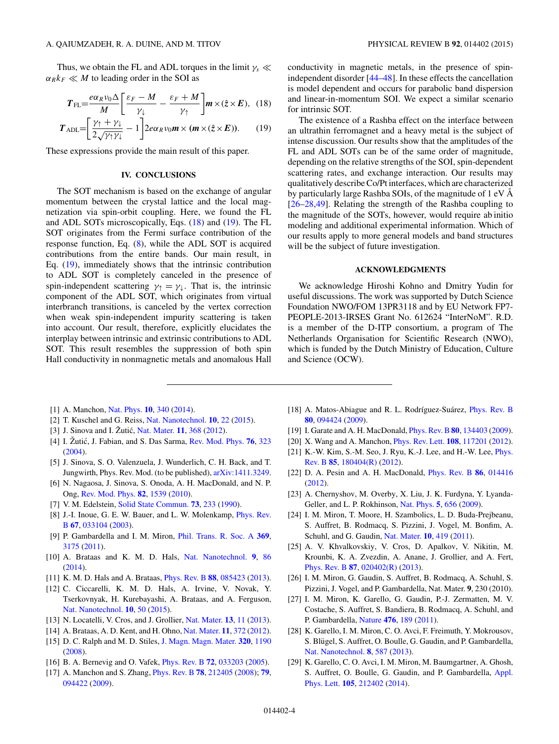Thus, we obtain the FL and ADL torques in the limit $\gamma_s \ll \alpha_R k_F \ll M$ to leading order in the SOI as

$$\boldsymbol{T}_{\mathrm{FL}} = \frac{e\alpha_R v_0 \Delta}{M}\left[\frac{\varepsilon_F - M}{\gamma_\downarrow} - \frac{\varepsilon_F + M}{\gamma_\uparrow}\right]\boldsymbol{m}\times(\hat{z}\times\boldsymbol{E}), \quad (18)$$

$$\boldsymbol{T}_{\mathrm{ADL}} = \left[\frac{\gamma_\uparrow + \gamma_\downarrow}{2\sqrt{\gamma_\uparrow\gamma_\downarrow}} - 1\right]2e\alpha_R v_0 \boldsymbol{m}\times(\boldsymbol{m}\times(\hat{z}\times\boldsymbol{E})). \quad (19)$$

These expressions provide the main result of this paper.

## IV. CONCLUSIONS

The SOT mechanism is based on the exchange of angular momentum between the crystal lattice and the local magnetization via spin-orbit coupling. Here, we found the FL and ADL SOTs microscopically, Eqs. (18) and (19). The FL SOT originates from the Fermi surface contribution of the response function, Eq. (8), while the ADL SOT is acquired contributions from the entire bands. Our main result, in Eq. (19), immediately shows that the intrinsic contribution to ADL SOT is completely canceled in the presence of spin-independent scattering $\gamma_\uparrow = \gamma_\downarrow$. That is, the intrinsic component of the ADL SOT, which originates from virtual interbranch transitions, is canceled by the vertex correction when weak spin-independent impurity scattering is taken into account. Our result, therefore, explicitly elucidates the interplay between intrinsic and extrinsic contributions to ADL SOT. This result resembles the suppression of both spin Hall conductivity in nonmagnetic metals and anomalous Hall conductivity in magnetic metals, in the presence of spin-independent disorder [44–48]. In these effects the cancellation is model dependent and occurs for parabolic band dispersion and linear-in-momentum SOI. We expect a similar scenario for intrinsic SOT.

The existence of a Rashba effect on the interface between an ultrathin ferromagnet and a heavy metal is the subject of intense discussion. Our results show that the amplitudes of the FL and ADL SOTs can be of the same order of magnitude, depending on the relative strengths of the SOI, spin-dependent scattering rates, and exchange interaction. Our results may qualitatively describe Co/Pt interfaces, which are characterized by particularly large Rashba SOIs, of the magnitude of 1 eV Å [26–28,49]. Relating the strength of the Rashba coupling to the magnitude of the SOTs, however, would require ab initio modeling and additional experimental information. Which of our results apply to more general models and band structures will be the subject of future investigation.

## ACKNOWLEDGMENTS

We acknowledge Hiroshi Kohno and Dmitry Yudin for useful discussions. The work was supported by Dutch Science Foundation NWO/FOM 13PR3118 and by EU Network FP7-PEOPLE-2013-IRSES Grant No. 612624 "InterNoM". R.D. is a member of the D-ITP consortium, a program of The Netherlands Organisation for Scientific Research (NWO), which is funded by the Dutch Ministry of Education, Culture and Science (OCW).

---

[1] A. Manchon, Nat. Phys. **10**, 340 (2014).

[2] T. Kuschel and G. Reiss, Nat. Nanotechnol. **10**, 22 (2015).

[3] J. Sinova and I. Žutić, Nat. Mater. **11**, 368 (2012).

[4] I. Žutić, J. Fabian, and S. Das Sarma, Rev. Mod. Phys. **76**, 323 (2004).

[5] J. Sinova, S. O. Valenzuela, J. Wunderlich, C. H. Back, and T. Jungwirth, Phys. Rev. Mod. (to be published), arXiv:1411.3249.

[6] N. Nagaosa, J. Sinova, S. Onoda, A. H. MacDonald, and N. P. Ong, Rev. Mod. Phys. **82**, 1539 (2010).

[7] V. M. Edelstein, Solid State Commun. **73**, 233 (1990).

[8] J.-I. Inoue, G. E. W. Bauer, and L. W. Molenkamp, Phys. Rev. B **67**, 033104 (2003).

[9] P. Gambardella and I. M. Miron, Phil. Trans. R. Soc. A **369**, 3175 (2011).

[10] A. Brataas and K. M. D. Hals, Nat. Nanotechnol. **9**, 86 (2014).

[11] K. M. D. Hals and A. Brataas, Phys. Rev. B **88**, 085423 (2013).

[12] C. Ciccarelli, K. M. D. Hals, A. Irvine, V. Novak, Y. Tserkovnyak, H. Kurebayashi, A. Brataas, and A. Ferguson, Nat. Nanotechnol. **10**, 50 (2015).

[13] N. Locatelli, V. Cros, and J. Grollier, Nat. Mater. **13**, 11 (2013).

[14] A. Brataas, A. D. Kent, and H. Ohno, Nat. Mater. **11**, 372 (2012).

[15] D. C. Ralph and M. D. Stiles, J. Magn. Magn. Mater. **320**, 1190 (2008).

[16] B. A. Bernevig and O. Vafek, Phys. Rev. B **72**, 033203 (2005).

[17] A. Manchon and S. Zhang, Phys. Rev. B **78**, 212405 (2008); **79**, 094422 (2009).

[18] A. Matos-Abiague and R. L. Rodríguez-Suárez, Phys. Rev. B **80**, 094424 (2009).

[19] I. Garate and A. H. MacDonald, Phys. Rev. B **80**, 134403 (2009).

[20] X. Wang and A. Manchon, Phys. Rev. Lett. **108**, 117201 (2012).

[21] K.-W. Kim, S.-M. Seo, J. Ryu, K.-J. Lee, and H.-W. Lee, Phys. Rev. B **85**, 180404(R) (2012).

[22] D. A. Pesin and A. H. MacDonald, Phys. Rev. B **86**, 014416 (2012).

[23] A. Chernyshov, M. Overby, X. Liu, J. K. Furdyna, Y. Lyanda-Geller, and L. P. Rokhinson, Nat. Phys. **5**, 656 (2009).

[24] I. M. Miron, T. Moore, H. Szambolics, L. D. Buda-Prejbeanu, S. Auffret, B. Rodmacq, S. Pizzini, J. Vogel, M. Bonfim, A. Schuhl, and G. Gaudin, Nat. Mater. **10**, 419 (2011).

[25] A. V. Khvalkovskiy, V. Cros, D. Apalkov, V. Nikitin, M. Krounbi, K. A. Zvezdin, A. Anane, J. Grollier, and A. Fert, Phys. Rev. B **87**, 020402(R) (2013).

[26] I. M. Miron, G. Gaudin, S. Auffret, B. Rodmacq, A. Schuhl, S. Pizzini, J. Vogel, and P. Gambardella, Nat. Mater. **9**, 230 (2010).

[27] I. M. Miron, K. Garello, G. Gaudin, P.-J. Zermatten, M. V. Costache, S. Auffret, S. Bandiera, B. Rodmacq, A. Schuhl, and P. Gambardella, Nature **476**, 189 (2011).

[28] K. Garello, I. M. Miron, C. O. Avci, F. Freimuth, Y. Mokrousov, S. Blügel, S. Auffret, O. Boulle, G. Gaudin, and P. Gambardella, Nat. Nanotechnol. **8**, 587 (2013).

[29] K. Garello, C. O. Avci, I. M. Miron, M. Baumgartner, A. Ghosh, S. Auffret, O. Boulle, G. Gaudin, and P. Gambardella, Appl. Phys. Lett. **105**, 212402 (2014).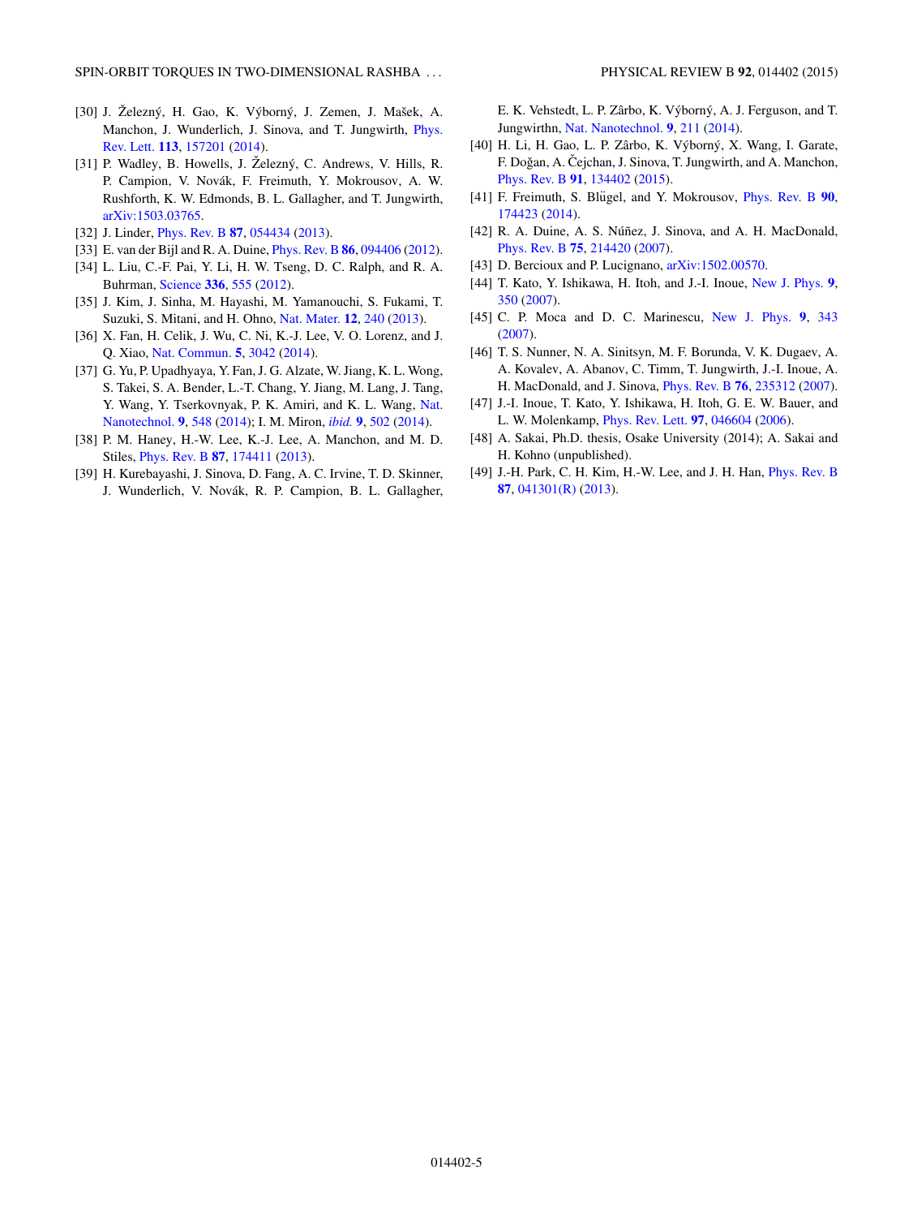[30] J. Železný, H. Gao, K. Výborný, J. Zemen, J. Mašek, A. Manchon, J. Wunderlich, J. Sinova, and T. Jungwirth, Phys. Rev. Lett. **113**, 157201 (2014).

[31] P. Wadley, B. Howells, J. Železný, C. Andrews, V. Hills, R. P. Campion, V. Novák, F. Freimuth, Y. Mokrousov, A. W. Rushforth, K. W. Edmonds, B. L. Gallagher, and T. Jungwirth, arXiv:1503.03765.

[32] J. Linder, Phys. Rev. B **87**, 054434 (2013).

[33] E. van der Bijl and R. A. Duine, Phys. Rev. B **86**, 094406 (2012).

[34] L. Liu, C.-F. Pai, Y. Li, H. W. Tseng, D. C. Ralph, and R. A. Buhrman, Science **336**, 555 (2012).

[35] J. Kim, J. Sinha, M. Hayashi, M. Yamanouchi, S. Fukami, T. Suzuki, S. Mitani, and H. Ohno, Nat. Mater. **12**, 240 (2013).

[36] X. Fan, H. Celik, J. Wu, C. Ni, K.-J. Lee, V. O. Lorenz, and J. Q. Xiao, Nat. Commun. **5**, 3042 (2014).

[37] G. Yu, P. Upadhyaya, Y. Fan, J. G. Alzate, W. Jiang, K. L. Wong, S. Takei, S. A. Bender, L.-T. Chang, Y. Jiang, M. Lang, J. Tang, Y. Wang, Y. Tserkovnyak, P. K. Amiri, and K. L. Wang, Nat. Nanotechnol. **9**, 548 (2014); I. M. Miron, *ibid.* **9**, 502 (2014).

[38] P. M. Haney, H.-W. Lee, K.-J. Lee, A. Manchon, and M. D. Stiles, Phys. Rev. B **87**, 174411 (2013).

[39] H. Kurebayashi, J. Sinova, D. Fang, A. C. Irvine, T. D. Skinner, J. Wunderlich, V. Novák, R. P. Campion, B. L. Gallagher, E. K. Vehstedt, L. P. Zârbo, K. Výborný, A. J. Ferguson, and T. Jungwirthn, Nat. Nanotechnol. **9**, 211 (2014).

[40] H. Li, H. Gao, L. P. Zârbo, K. Výborný, X. Wang, I. Garate, F. Doğan, A. Čejchan, J. Sinova, T. Jungwirth, and A. Manchon, Phys. Rev. B **91**, 134402 (2015).

[41] F. Freimuth, S. Blügel, and Y. Mokrousov, Phys. Rev. B **90**, 174423 (2014).

[42] R. A. Duine, A. S. Núñez, J. Sinova, and A. H. MacDonald, Phys. Rev. B **75**, 214420 (2007).

[43] D. Bercioux and P. Lucignano, arXiv:1502.00570.

[44] T. Kato, Y. Ishikawa, H. Itoh, and J.-I. Inoue, New J. Phys. **9**, 350 (2007).

[45] C. P. Moca and D. C. Marinescu, New J. Phys. **9**, 343 (2007).

[46] T. S. Nunner, N. A. Sinitsyn, M. F. Borunda, V. K. Dugaev, A. A. Kovalev, A. Abanov, C. Timm, T. Jungwirth, J.-I. Inoue, A. H. MacDonald, and J. Sinova, Phys. Rev. B **76**, 235312 (2007).

[47] J.-I. Inoue, T. Kato, Y. Ishikawa, H. Itoh, G. E. W. Bauer, and L. W. Molenkamp, Phys. Rev. Lett. **97**, 046604 (2006).

[48] A. Sakai, Ph.D. thesis, Osake University (2014); A. Sakai and H. Kohno (unpublished).

[49] J.-H. Park, C. H. Kim, H.-W. Lee, and J. H. Han, Phys. Rev. B **87**, 041301(R) (2013).